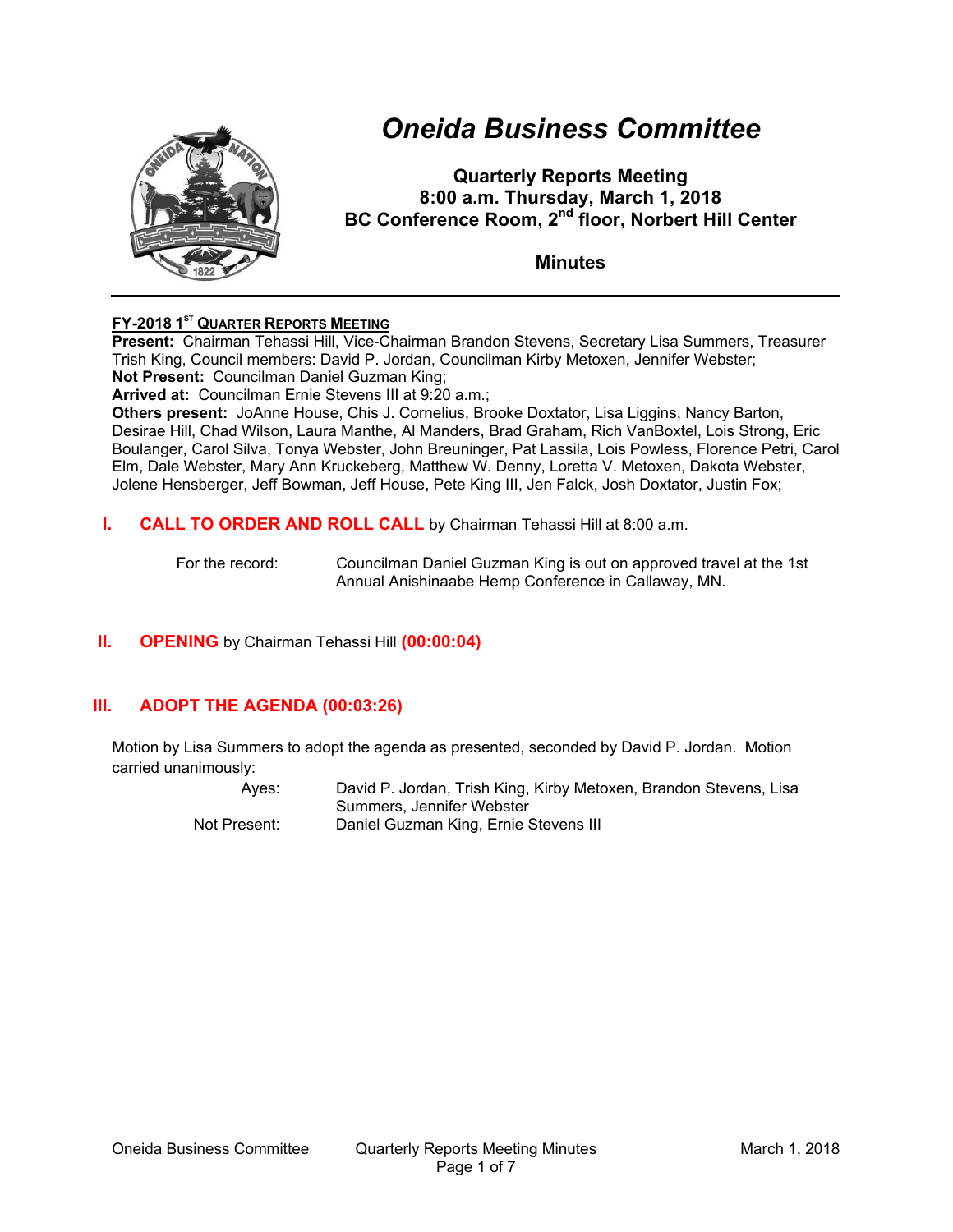# Oneida Business Committee

**Quarterly Reports Meeting**
**8:00 a.m. Thursday, March 1, 2018**
**BC Conference Room, 2nd floor, Norbert Hill Center**

**Minutes**

---

**FY-2018 1ST QUARTER REPORTS MEETING**

**Present:** Chairman Tehassi Hill, Vice-Chairman Brandon Stevens, Secretary Lisa Summers, Treasurer Trish King, Council members: David P. Jordan, Councilman Kirby Metoxen, Jennifer Webster;
**Not Present:** Councilman Daniel Guzman King;
**Arrived at:** Councilman Ernie Stevens III at 9:20 a.m.;
**Others present:** JoAnne House, Chis J. Cornelius, Brooke Doxtator, Lisa Liggins, Nancy Barton, Desirae Hill, Chad Wilson, Laura Manthe, Al Manders, Brad Graham, Rich VanBoxtel, Lois Strong, Eric Boulanger, Carol Silva, Tonya Webster, John Breuninger, Pat Lassila, Lois Powless, Florence Petri, Carol Elm, Dale Webster, Mary Ann Kruckeberg, Matthew W. Denny, Loretta V. Metoxen, Dakota Webster, Jolene Hensberger, Jeff Bowman, Jeff House, Pete King III, Jen Falck, Josh Doxtator, Justin Fox;

## I. CALL TO ORDER AND ROLL CALL by Chairman Tehassi Hill at 8:00 a.m.

For the record: Councilman Daniel Guzman King is out on approved travel at the 1st Annual Anishinaabe Hemp Conference in Callaway, MN.

## II. OPENING by Chairman Tehassi Hill (00:00:04)

## III. ADOPT THE AGENDA (00:03:26)

Motion by Lisa Summers to adopt the agenda as presented, seconded by David P. Jordan. Motion carried unanimously:

| | |
|---|---|
| Ayes: | David P. Jordan, Trish King, Kirby Metoxen, Brandon Stevens, Lisa Summers, Jennifer Webster |
| Not Present: | Daniel Guzman King, Ernie Stevens III |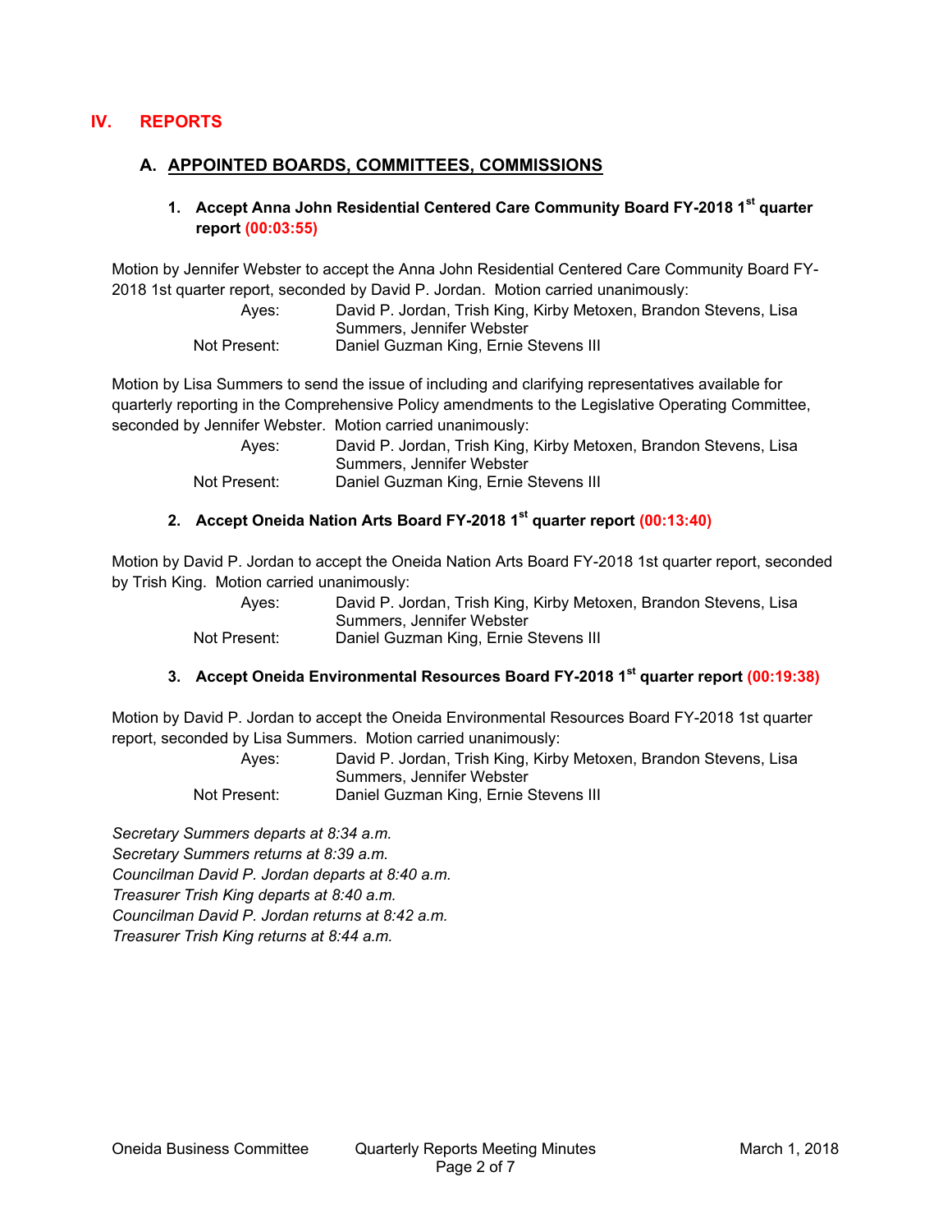# IV. REPORTS

## A. APPOINTED BOARDS, COMMITTEES, COMMISSIONS

### 1. Accept Anna John Residential Centered Care Community Board FY-2018 1st quarter report (00:03:55)

Motion by Jennifer Webster to accept the Anna John Residential Centered Care Community Board FY-2018 1st quarter report, seconded by David P. Jordan. Motion carried unanimously:

| | |
|---|---|
| Ayes: | David P. Jordan, Trish King, Kirby Metoxen, Brandon Stevens, Lisa Summers, Jennifer Webster |
| Not Present: | Daniel Guzman King, Ernie Stevens III |

Motion by Lisa Summers to send the issue of including and clarifying representatives available for quarterly reporting in the Comprehensive Policy amendments to the Legislative Operating Committee, seconded by Jennifer Webster. Motion carried unanimously:

| | |
|---|---|
| Ayes: | David P. Jordan, Trish King, Kirby Metoxen, Brandon Stevens, Lisa Summers, Jennifer Webster |
| Not Present: | Daniel Guzman King, Ernie Stevens III |

### 2. Accept Oneida Nation Arts Board FY-2018 1st quarter report (00:13:40)

Motion by David P. Jordan to accept the Oneida Nation Arts Board FY-2018 1st quarter report, seconded by Trish King. Motion carried unanimously:

| | |
|---|---|
| Ayes: | David P. Jordan, Trish King, Kirby Metoxen, Brandon Stevens, Lisa Summers, Jennifer Webster |
| Not Present: | Daniel Guzman King, Ernie Stevens III |

### 3. Accept Oneida Environmental Resources Board FY-2018 1st quarter report (00:19:38)

Motion by David P. Jordan to accept the Oneida Environmental Resources Board FY-2018 1st quarter report, seconded by Lisa Summers. Motion carried unanimously:

| | |
|---|---|
| Ayes: | David P. Jordan, Trish King, Kirby Metoxen, Brandon Stevens, Lisa Summers, Jennifer Webster |
| Not Present: | Daniel Guzman King, Ernie Stevens III |

*Secretary Summers departs at 8:34 a.m.*
*Secretary Summers returns at 8:39 a.m.*
*Councilman David P. Jordan departs at 8:40 a.m.*
*Treasurer Trish King departs at 8:40 a.m.*
*Councilman David P. Jordan returns at 8:42 a.m.*
*Treasurer Trish King returns at 8:44 a.m.*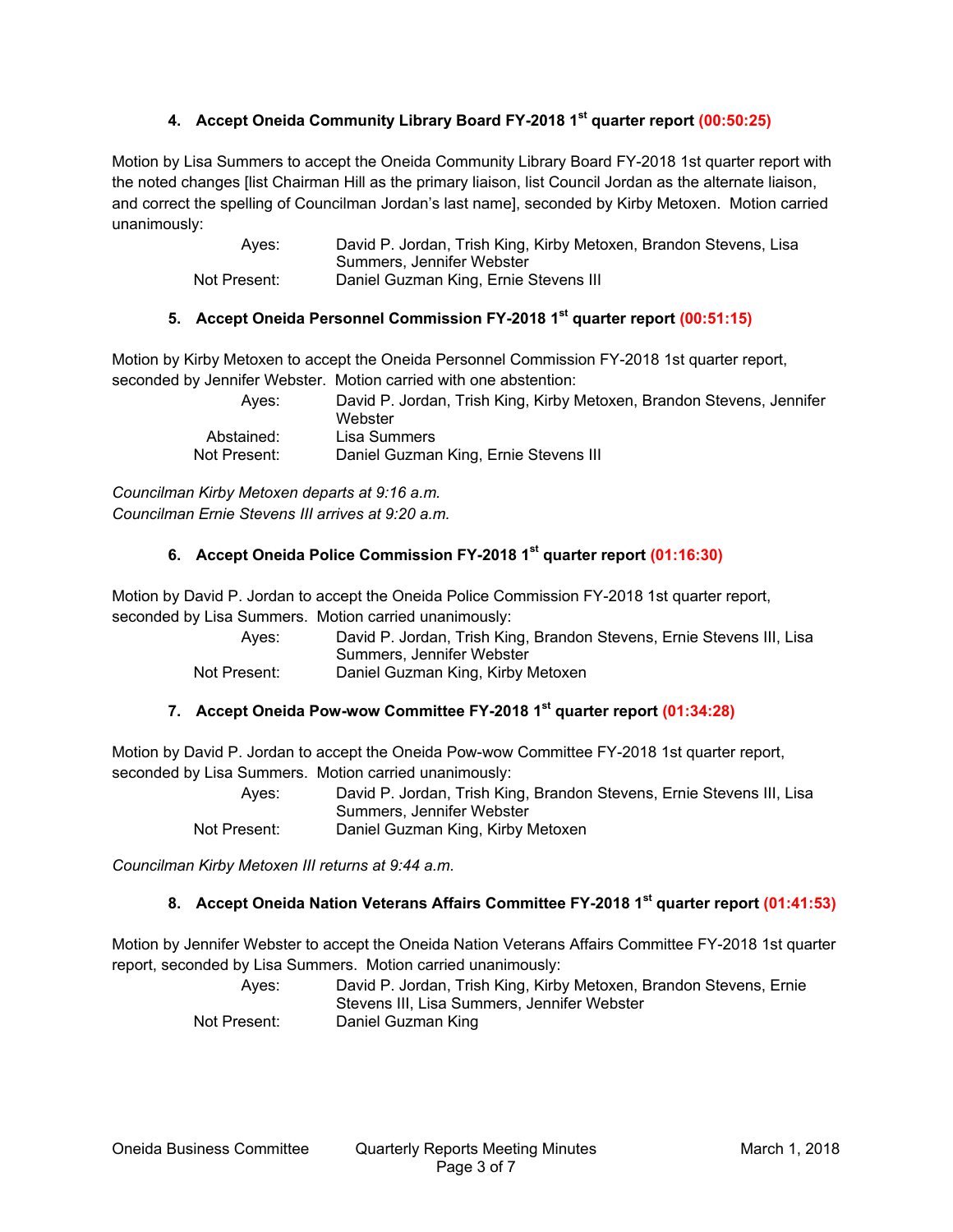### 4. Accept Oneida Community Library Board FY-2018 1st quarter report (00:50:25)

Motion by Lisa Summers to accept the Oneida Community Library Board FY-2018 1st quarter report with the noted changes [list Chairman Hill as the primary liaison, list Council Jordan as the alternate liaison, and correct the spelling of Councilman Jordan's last name], seconded by Kirby Metoxen. Motion carried unanimously:

| | |
|---|---|
| Ayes: | David P. Jordan, Trish King, Kirby Metoxen, Brandon Stevens, Lisa Summers, Jennifer Webster |
| Not Present: | Daniel Guzman King, Ernie Stevens III |

### 5. Accept Oneida Personnel Commission FY-2018 1st quarter report (00:51:15)

Motion by Kirby Metoxen to accept the Oneida Personnel Commission FY-2018 1st quarter report, seconded by Jennifer Webster. Motion carried with one abstention:

| | |
|---|---|
| Ayes: | David P. Jordan, Trish King, Kirby Metoxen, Brandon Stevens, Jennifer Webster |
| Abstained: | Lisa Summers |
| Not Present: | Daniel Guzman King, Ernie Stevens III |

*Councilman Kirby Metoxen departs at 9:16 a.m.*
*Councilman Ernie Stevens III arrives at 9:20 a.m.*

### 6. Accept Oneida Police Commission FY-2018 1st quarter report (01:16:30)

Motion by David P. Jordan to accept the Oneida Police Commission FY-2018 1st quarter report, seconded by Lisa Summers. Motion carried unanimously:

| | |
|---|---|
| Ayes: | David P. Jordan, Trish King, Brandon Stevens, Ernie Stevens III, Lisa Summers, Jennifer Webster |
| Not Present: | Daniel Guzman King, Kirby Metoxen |

### 7. Accept Oneida Pow-wow Committee FY-2018 1st quarter report (01:34:28)

Motion by David P. Jordan to accept the Oneida Pow-wow Committee FY-2018 1st quarter report, seconded by Lisa Summers. Motion carried unanimously:

| | |
|---|---|
| Ayes: | David P. Jordan, Trish King, Brandon Stevens, Ernie Stevens III, Lisa Summers, Jennifer Webster |
| Not Present: | Daniel Guzman King, Kirby Metoxen |

*Councilman Kirby Metoxen III returns at 9:44 a.m.*

### 8. Accept Oneida Nation Veterans Affairs Committee FY-2018 1st quarter report (01:41:53)

Motion by Jennifer Webster to accept the Oneida Nation Veterans Affairs Committee FY-2018 1st quarter report, seconded by Lisa Summers. Motion carried unanimously:

| | |
|---|---|
| Ayes: | David P. Jordan, Trish King, Kirby Metoxen, Brandon Stevens, Ernie Stevens III, Lisa Summers, Jennifer Webster |
| Not Present: | Daniel Guzman King |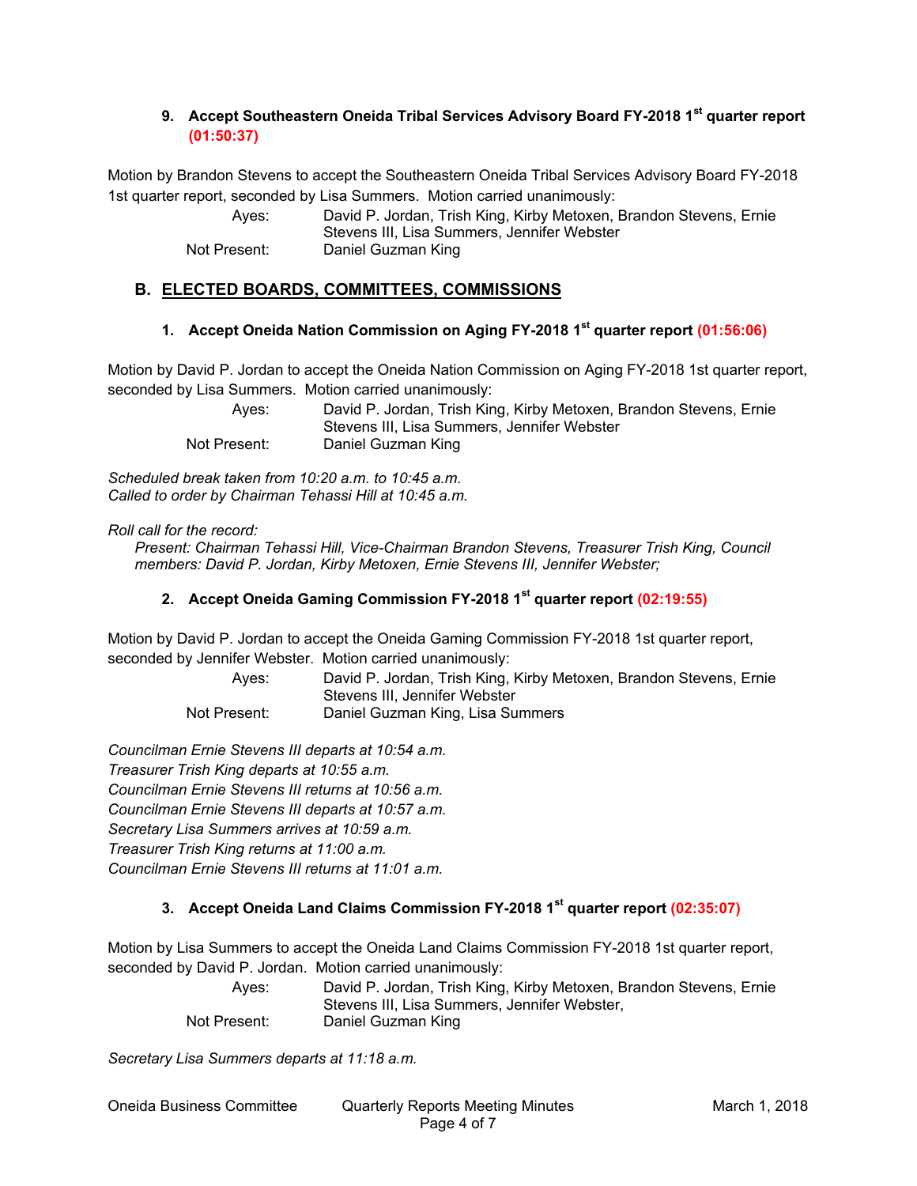### 9. Accept Southeastern Oneida Tribal Services Advisory Board FY-2018 1st quarter report (01:50:37)

Motion by Brandon Stevens to accept the Southeastern Oneida Tribal Services Advisory Board FY-2018 1st quarter report, seconded by Lisa Summers. Motion carried unanimously:

Ayes: David P. Jordan, Trish King, Kirby Metoxen, Brandon Stevens, Ernie Stevens III, Lisa Summers, Jennifer Webster
Not Present: Daniel Guzman King

## B. ELECTED BOARDS, COMMITTEES, COMMISSIONS

### 1. Accept Oneida Nation Commission on Aging FY-2018 1st quarter report (01:56:06)

Motion by David P. Jordan to accept the Oneida Nation Commission on Aging FY-2018 1st quarter report, seconded by Lisa Summers. Motion carried unanimously:

Ayes: David P. Jordan, Trish King, Kirby Metoxen, Brandon Stevens, Ernie Stevens III, Lisa Summers, Jennifer Webster
Not Present: Daniel Guzman King

*Scheduled break taken from 10:20 a.m. to 10:45 a.m.*
*Called to order by Chairman Tehassi Hill at 10:45 a.m.*

*Roll call for the record:*
*Present: Chairman Tehassi Hill, Vice-Chairman Brandon Stevens, Treasurer Trish King, Council members: David P. Jordan, Kirby Metoxen, Ernie Stevens III, Jennifer Webster;*

### 2. Accept Oneida Gaming Commission FY-2018 1st quarter report (02:19:55)

Motion by David P. Jordan to accept the Oneida Gaming Commission FY-2018 1st quarter report, seconded by Jennifer Webster. Motion carried unanimously:

Ayes: David P. Jordan, Trish King, Kirby Metoxen, Brandon Stevens, Ernie Stevens III, Jennifer Webster
Not Present: Daniel Guzman King, Lisa Summers

*Councilman Ernie Stevens III departs at 10:54 a.m.*
*Treasurer Trish King departs at 10:55 a.m.*
*Councilman Ernie Stevens III returns at 10:56 a.m.*
*Councilman Ernie Stevens III departs at 10:57 a.m.*
*Secretary Lisa Summers arrives at 10:59 a.m.*
*Treasurer Trish King returns at 11:00 a.m.*
*Councilman Ernie Stevens III returns at 11:01 a.m.*

### 3. Accept Oneida Land Claims Commission FY-2018 1st quarter report (02:35:07)

Motion by Lisa Summers to accept the Oneida Land Claims Commission FY-2018 1st quarter report, seconded by David P. Jordan. Motion carried unanimously:

Ayes: David P. Jordan, Trish King, Kirby Metoxen, Brandon Stevens, Ernie Stevens III, Lisa Summers, Jennifer Webster,
Not Present: Daniel Guzman King

*Secretary Lisa Summers departs at 11:18 a.m.*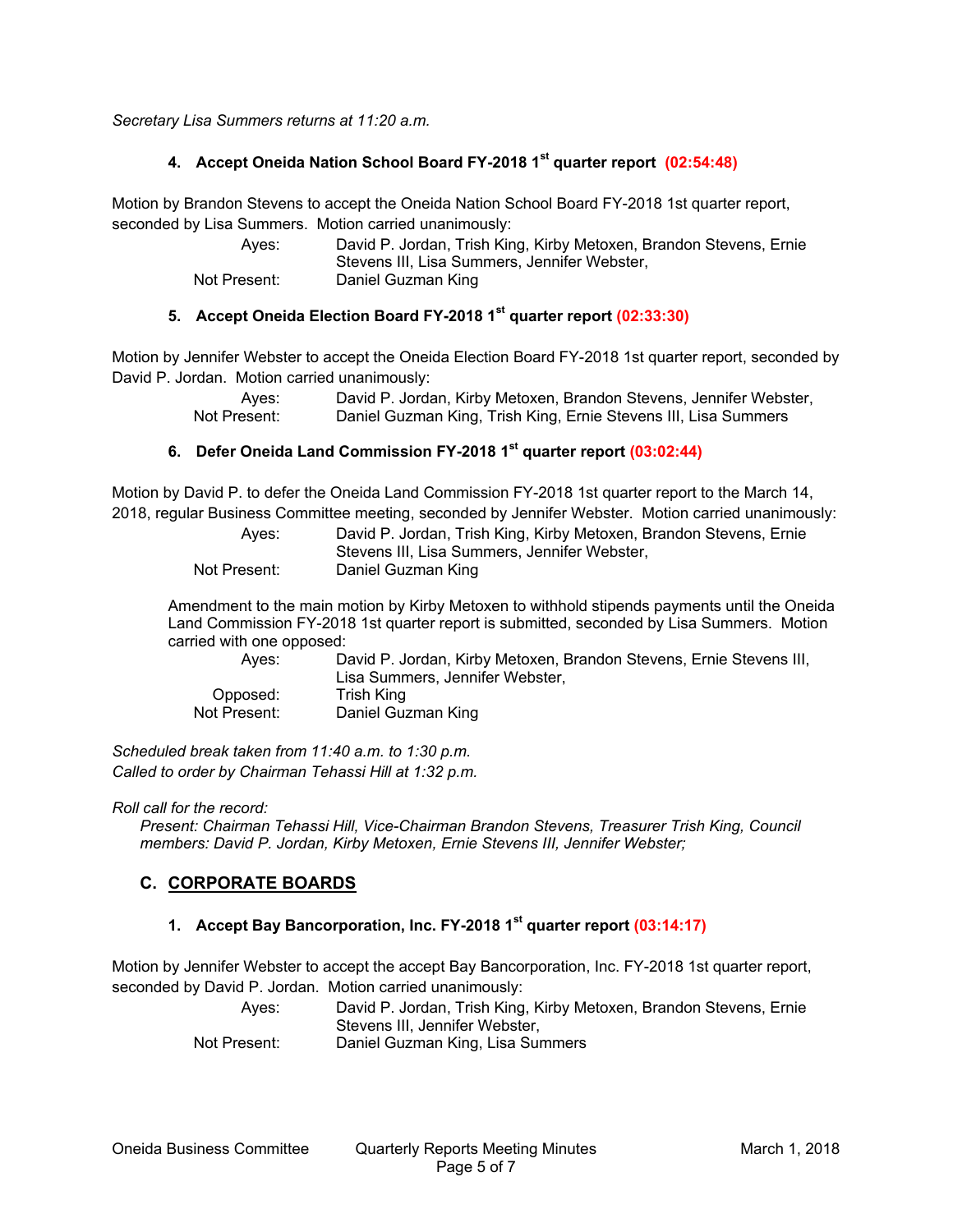*Secretary Lisa Summers returns at 11:20 a.m.*

### 4. Accept Oneida Nation School Board FY-2018 1st quarter report (02:54:48)

Motion by Brandon Stevens to accept the Oneida Nation School Board FY-2018 1st quarter report, seconded by Lisa Summers. Motion carried unanimously:

Ayes: David P. Jordan, Trish King, Kirby Metoxen, Brandon Stevens, Ernie Stevens III, Lisa Summers, Jennifer Webster,
Not Present: Daniel Guzman King

### 5. Accept Oneida Election Board FY-2018 1st quarter report (02:33:30)

Motion by Jennifer Webster to accept the Oneida Election Board FY-2018 1st quarter report, seconded by David P. Jordan. Motion carried unanimously:

Ayes: David P. Jordan, Kirby Metoxen, Brandon Stevens, Jennifer Webster,
Not Present: Daniel Guzman King, Trish King, Ernie Stevens III, Lisa Summers

### 6. Defer Oneida Land Commission FY-2018 1st quarter report (03:02:44)

Motion by David P. to defer the Oneida Land Commission FY-2018 1st quarter report to the March 14, 2018, regular Business Committee meeting, seconded by Jennifer Webster. Motion carried unanimously:

Ayes: David P. Jordan, Trish King, Kirby Metoxen, Brandon Stevens, Ernie Stevens III, Lisa Summers, Jennifer Webster,
Not Present: Daniel Guzman King

Amendment to the main motion by Kirby Metoxen to withhold stipends payments until the Oneida Land Commission FY-2018 1st quarter report is submitted, seconded by Lisa Summers. Motion carried with one opposed:

Ayes: David P. Jordan, Kirby Metoxen, Brandon Stevens, Ernie Stevens III, Lisa Summers, Jennifer Webster,
Opposed: Trish King
Not Present: Daniel Guzman King

*Scheduled break taken from 11:40 a.m. to 1:30 p.m.*
*Called to order by Chairman Tehassi Hill at 1:32 p.m.*

*Roll call for the record:*
*Present: Chairman Tehassi Hill, Vice-Chairman Brandon Stevens, Treasurer Trish King, Council members: David P. Jordan, Kirby Metoxen, Ernie Stevens III, Jennifer Webster;*

## C. CORPORATE BOARDS

### 1. Accept Bay Bancorporation, Inc. FY-2018 1st quarter report (03:14:17)

Motion by Jennifer Webster to accept the accept Bay Bancorporation, Inc. FY-2018 1st quarter report, seconded by David P. Jordan. Motion carried unanimously:

Ayes: David P. Jordan, Trish King, Kirby Metoxen, Brandon Stevens, Ernie Stevens III, Jennifer Webster,
Not Present: Daniel Guzman King, Lisa Summers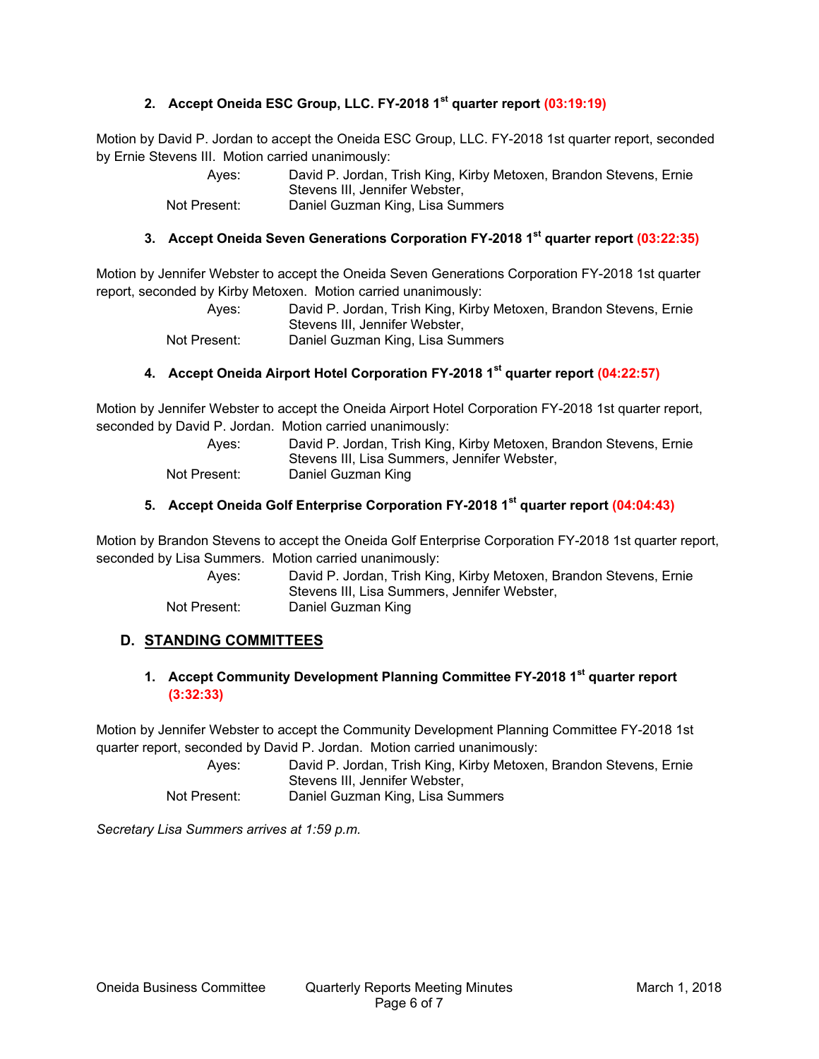### 2. Accept Oneida ESC Group, LLC. FY-2018 1st quarter report (03:19:19)

Motion by David P. Jordan to accept the Oneida ESC Group, LLC. FY-2018 1st quarter report, seconded by Ernie Stevens III. Motion carried unanimously:

| | |
|---|---|
| Ayes: | David P. Jordan, Trish King, Kirby Metoxen, Brandon Stevens, Ernie Stevens III, Jennifer Webster, |
| Not Present: | Daniel Guzman King, Lisa Summers |

### 3. Accept Oneida Seven Generations Corporation FY-2018 1st quarter report (03:22:35)

Motion by Jennifer Webster to accept the Oneida Seven Generations Corporation FY-2018 1st quarter report, seconded by Kirby Metoxen. Motion carried unanimously:

| | |
|---|---|
| Ayes: | David P. Jordan, Trish King, Kirby Metoxen, Brandon Stevens, Ernie Stevens III, Jennifer Webster, |
| Not Present: | Daniel Guzman King, Lisa Summers |

### 4. Accept Oneida Airport Hotel Corporation FY-2018 1st quarter report (04:22:57)

Motion by Jennifer Webster to accept the Oneida Airport Hotel Corporation FY-2018 1st quarter report, seconded by David P. Jordan. Motion carried unanimously:

| | |
|---|---|
| Ayes: | David P. Jordan, Trish King, Kirby Metoxen, Brandon Stevens, Ernie Stevens III, Lisa Summers, Jennifer Webster, |
| Not Present: | Daniel Guzman King |

### 5. Accept Oneida Golf Enterprise Corporation FY-2018 1st quarter report (04:04:43)

Motion by Brandon Stevens to accept the Oneida Golf Enterprise Corporation FY-2018 1st quarter report, seconded by Lisa Summers. Motion carried unanimously:

| | |
|---|---|
| Ayes: | David P. Jordan, Trish King, Kirby Metoxen, Brandon Stevens, Ernie Stevens III, Lisa Summers, Jennifer Webster, |
| Not Present: | Daniel Guzman King |

## D. STANDING COMMITTEES

### 1. Accept Community Development Planning Committee FY-2018 1st quarter report (3:32:33)

Motion by Jennifer Webster to accept the Community Development Planning Committee FY-2018 1st quarter report, seconded by David P. Jordan. Motion carried unanimously:

| | |
|---|---|
| Ayes: | David P. Jordan, Trish King, Kirby Metoxen, Brandon Stevens, Ernie Stevens III, Jennifer Webster, |
| Not Present: | Daniel Guzman King, Lisa Summers |

*Secretary Lisa Summers arrives at 1:59 p.m.*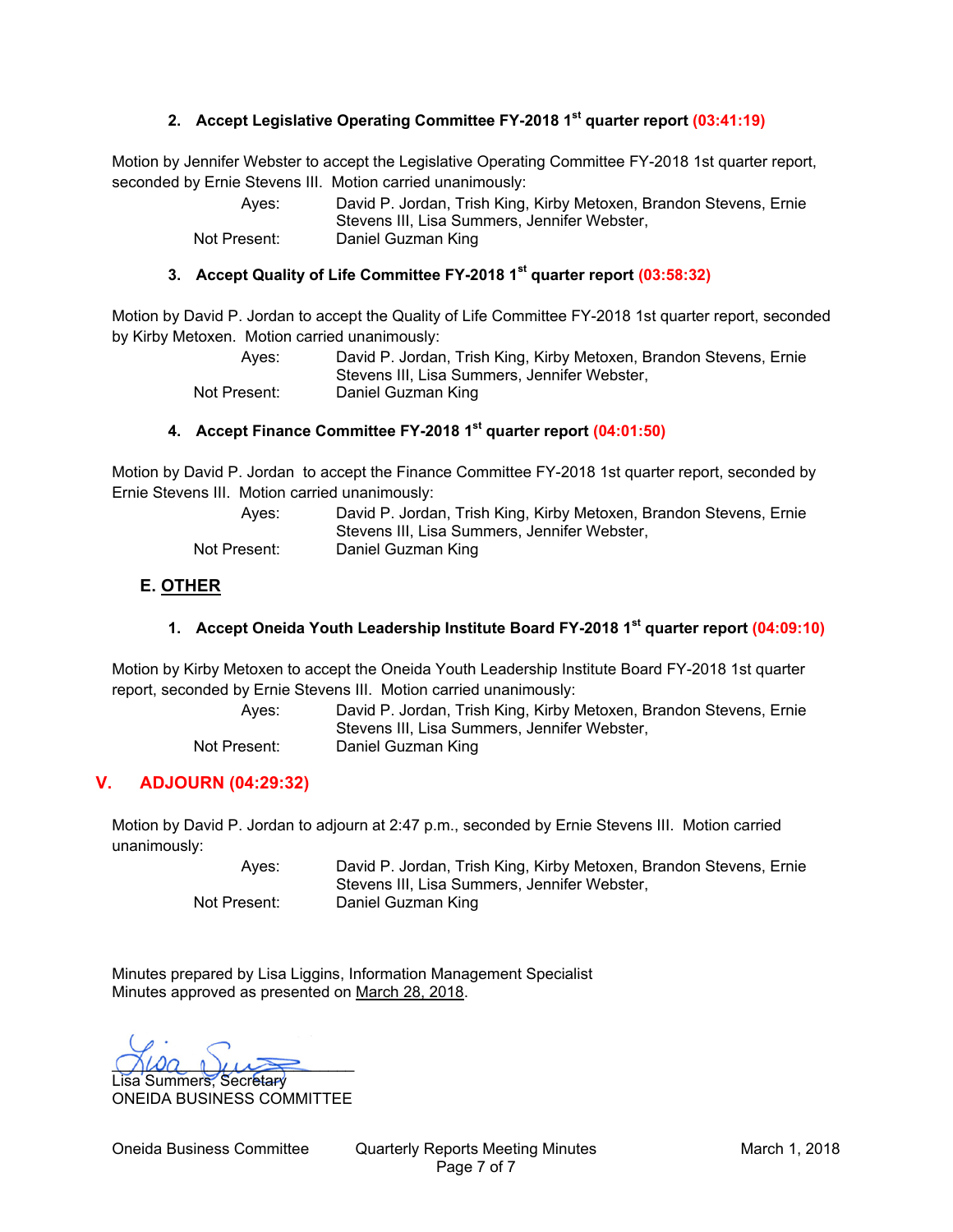**2. Accept Legislative Operating Committee FY-2018 1st quarter report (03:41:19)**

Motion by Jennifer Webster to accept the Legislative Operating Committee FY-2018 1st quarter report, seconded by Ernie Stevens III. Motion carried unanimously:

| | |
|---|---|
| Ayes: | David P. Jordan, Trish King, Kirby Metoxen, Brandon Stevens, Ernie Stevens III, Lisa Summers, Jennifer Webster, |
| Not Present: | Daniel Guzman King |

**3. Accept Quality of Life Committee FY-2018 1st quarter report (03:58:32)**

Motion by David P. Jordan to accept the Quality of Life Committee FY-2018 1st quarter report, seconded by Kirby Metoxen. Motion carried unanimously:

| | |
|---|---|
| Ayes: | David P. Jordan, Trish King, Kirby Metoxen, Brandon Stevens, Ernie Stevens III, Lisa Summers, Jennifer Webster, |
| Not Present: | Daniel Guzman King |

**4. Accept Finance Committee FY-2018 1st quarter report (04:01:50)**

Motion by David P. Jordan to accept the Finance Committee FY-2018 1st quarter report, seconded by Ernie Stevens III. Motion carried unanimously:

| | |
|---|---|
| Ayes: | David P. Jordan, Trish King, Kirby Metoxen, Brandon Stevens, Ernie Stevens III, Lisa Summers, Jennifer Webster, |
| Not Present: | Daniel Guzman King |

### E. OTHER

**1. Accept Oneida Youth Leadership Institute Board FY-2018 1st quarter report (04:09:10)**

Motion by Kirby Metoxen to accept the Oneida Youth Leadership Institute Board FY-2018 1st quarter report, seconded by Ernie Stevens III. Motion carried unanimously:

| | |
|---|---|
| Ayes: | David P. Jordan, Trish King, Kirby Metoxen, Brandon Stevens, Ernie Stevens III, Lisa Summers, Jennifer Webster, |
| Not Present: | Daniel Guzman King |

## V. ADJOURN (04:29:32)

Motion by David P. Jordan to adjourn at 2:47 p.m., seconded by Ernie Stevens III. Motion carried unanimously:

| | |
|---|---|
| Ayes: | David P. Jordan, Trish King, Kirby Metoxen, Brandon Stevens, Ernie Stevens III, Lisa Summers, Jennifer Webster, |
| Not Present: | Daniel Guzman King |

Minutes prepared by Lisa Liggins, Information Management Specialist
Minutes approved as presented on March 28, 2018.

Lisa Summers, Secretary
ONEIDA BUSINESS COMMITTEE